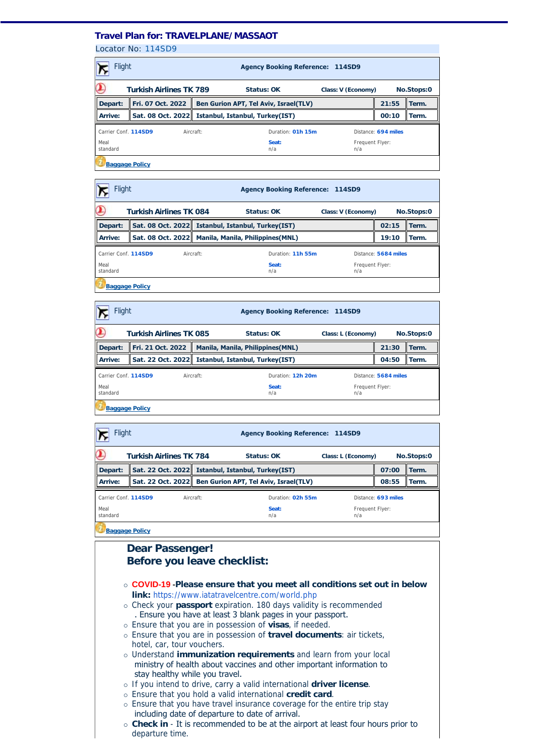## Travel Plan for: TRAVELPLANE/MASSAOT

Locator No: 114SD9

### Flight — Agency Booking Reference: 114SD9

**Turkish Airlines TK 789** | **Status: OK** | **Class: V (Economy)** | **No.Stops:0**

| | | | | |
|---|---|---|---|---|
| **Depart:** | **Fri. 07 Oct. 2022** | **Ben Gurion APT, Tel Aviv, Israel(TLV)** | **21:55** | **Term.** |
| **Arrive:** | **Sat. 08 Oct. 2022** | **Istanbul, Istanbul, Turkey(IST)** | **00:10** | **Term.** |

Carrier Conf. **114SD9** | Aircraft: | Duration: **01h 15m** | Distance: **694 miles**

Meal: standard | **Seat:** n/a | Frequent Flyer: n/a

Baggage Policy

### Flight — Agency Booking Reference: 114SD9

**Turkish Airlines TK 084** | **Status: OK** | **Class: V (Economy)** | **No.Stops:0**

| | | | | |
|---|---|---|---|---|
| **Depart:** | **Sat. 08 Oct. 2022** | **Istanbul, Istanbul, Turkey(IST)** | **02:15** | **Term.** |
| **Arrive:** | **Sat. 08 Oct. 2022** | **Manila, Manila, Philippines(MNL)** | **19:10** | **Term.** |

Carrier Conf. **114SD9** | Aircraft: | Duration: **11h 55m** | Distance: **5684 miles**

Meal: standard | **Seat:** n/a | Frequent Flyer: n/a

Baggage Policy

### Flight — Agency Booking Reference: 114SD9

**Turkish Airlines TK 085** | **Status: OK** | **Class: L (Economy)** | **No.Stops:0**

| | | | | |
|---|---|---|---|---|
| **Depart:** | **Fri. 21 Oct. 2022** | **Manila, Manila, Philippines(MNL)** | **21:30** | **Term.** |
| **Arrive:** | **Sat. 22 Oct. 2022** | **Istanbul, Istanbul, Turkey(IST)** | **04:50** | **Term.** |

Carrier Conf. **114SD9** | Aircraft: | Duration: **12h 20m** | Distance: **5684 miles**

Meal: standard | **Seat:** n/a | Frequent Flyer: n/a

Baggage Policy

### Flight — Agency Booking Reference: 114SD9

**Turkish Airlines TK 784** | **Status: OK** | **Class: L (Economy)** | **No.Stops:0**

| | | | | |
|---|---|---|---|---|
| **Depart:** | **Sat. 22 Oct. 2022** | **Istanbul, Istanbul, Turkey(IST)** | **07:00** | **Term.** |
| **Arrive:** | **Sat. 22 Oct. 2022** | **Ben Gurion APT, Tel Aviv, Israel(TLV)** | **08:55** | **Term.** |

Carrier Conf. **114SD9** | Aircraft: | Duration: **02h 55m** | Distance: **693 miles**

Meal: standard | **Seat:** n/a | Frequent Flyer: n/a

Baggage Policy

## Dear Passenger!
## Before you leave checklist:

- **COVID-19 -Please ensure that you meet all conditions set out in below link:** https://www.iatatravelcentre.com/world.php
- Check your **passport** expiration. 180 days validity is recommended . Ensure you have at least 3 blank pages in your passport.
- Ensure that you are in possession of **visas**, if needed.
- Ensure that you are in possession of **travel documents**: air tickets, hotel, car, tour vouchers.
- Understand **immunization requirements** and learn from your local ministry of health about vaccines and other important information to stay healthy while you travel.
- If you intend to drive, carry a valid international **driver license**.
- Ensure that you hold a valid international **credit card**.
- Ensure that you have travel insurance coverage for the entire trip stay including date of departure to date of arrival.
- **Check in** - It is recommended to be at the airport at least four hours prior to departure time.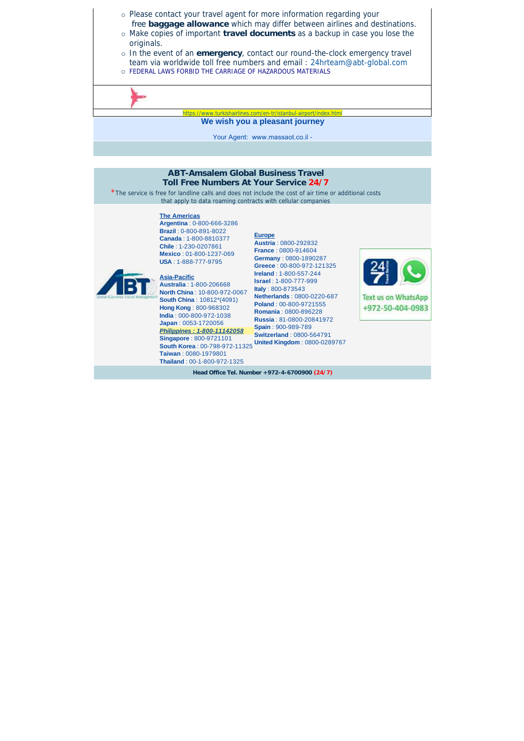- Please contact your travel agent for more information regarding your free **baggage allowance** which may differ between airlines and destinations.
- Make copies of important **travel documents** as a backup in case you lose the originals.
- In the event of an **emergency**, contact our round-the-clock emergency travel team via worldwide toll free numbers and email : 24hrteam@abt-global.com
- FEDERAL LAWS FORBID THE CARRIAGE OF HAZARDOUS MATERIALS

https://www.turkishairlines.com/en-tr/istanbul-airport/index.html

**We wish you a pleasant journey**

Your Agent: www.massaot.co.il -

## ABT-Amsalem Global Business Travel
## Toll Free Numbers At Your Service 24/7

*The service is free for landline calls and does not include the cost of air time or additional costs that apply to data roaming contracts with cellular companies

**The Americas**
**Argentina** : 0-800-666-3286
**Brazil** : 0-800-891-8022
**Canada** : 1-800-8810377
**Chile** : 1-230-0207861
**Mexico** : 01-800-1237-069
**USA** : 1-888-777-9795

**Asia-Pacific**
**Australia** : 1-800-206668
**North China** : 10-800-972-0067
**South China** : 10812*(4091)
**Hong Kong** : 800-968302
**India** : 000-800-972-1038
**Japan** : 0053-1720056
***Philippines : 1-800-11142058***
**Singapore** : 800-9721101
**South Korea** : 00-798-972-11325
**Taiwan** : 0080-1979801
**Thailand** : 00-1-800-972-1325

**Europe**
**Austria** : 0800-292832
**France** : 0800-914604
**Germany** : 0800-1890287
**Greece** : 00-800-972-121325
**Ireland** : 1-800-557-244
**Israel** : 1-800-777-999
**Italy** : 800-873543
**Netherlands** : 0800-0220-687
**Poland** : 00-800-9721555
**Romania** : 0800-896228
**Russia** : 81-0800-20841972
**Spain** : 900-989-789
**Switzerland** : 0800-564791
**United Kingdom** : 0800-0289767

Text us on WhatsApp
+972-50-404-0983

**Head Office Tel. Number +972-4-6700900 (24/7)**